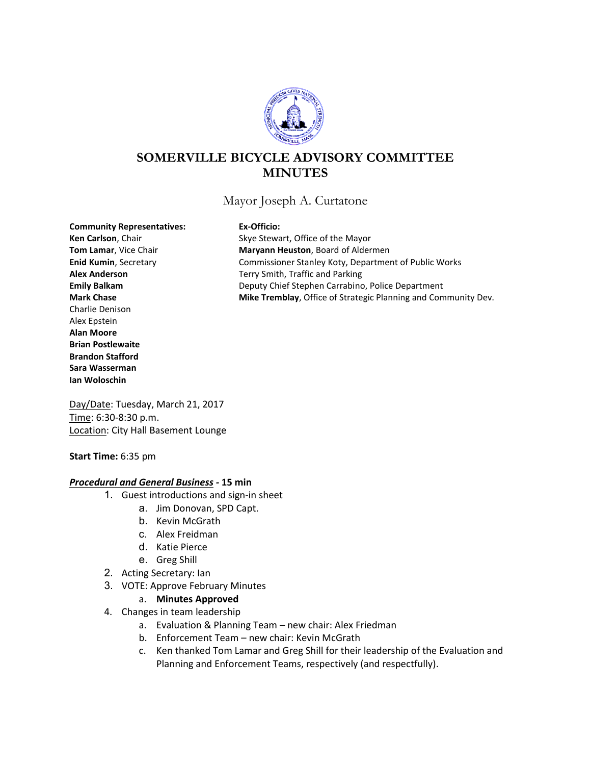# SOMERVILLE BICYCLE ADVISORY COMMITTEE MINUTES

Mayor Joseph A. Curtatone

**Community Representatives:**
**Ken Carlson**, Chair
**Tom Lamar**, Vice Chair
**Enid Kumin**, Secretary
**Alex Anderson**
**Emily Balkam**
**Mark Chase**
Charlie Denison
Alex Epstein
**Alan Moore**
**Brian Postlewaite**
**Brandon Stafford**
**Sara Wasserman**
**Ian Woloschin**

**Ex-Officio:**
Skye Stewart, Office of the Mayor
**Maryann Heuston**, Board of Aldermen
Commissioner Stanley Koty, Department of Public Works
Terry Smith, Traffic and Parking
Deputy Chief Stephen Carrabino, Police Department
**Mike Tremblay**, Office of Strategic Planning and Community Dev.

Day/Date: Tuesday, March 21, 2017
Time: 6:30-8:30 p.m.
Location: City Hall Basement Lounge

**Start Time:** 6:35 pm

***Procedural and General Business* - 15 min**

1. Guest introductions and sign-in sheet
    a. Jim Donovan, SPD Capt.
    b. Kevin McGrath
    c. Alex Freidman
    d. Katie Pierce
    e. Greg Shill
2. Acting Secretary: Ian
3. VOTE: Approve February Minutes
    a. **Minutes Approved**
4. Changes in team leadership
    a. Evaluation & Planning Team – new chair: Alex Friedman
    b. Enforcement Team – new chair: Kevin McGrath
    c. Ken thanked Tom Lamar and Greg Shill for their leadership of the Evaluation and Planning and Enforcement Teams, respectively (and respectfully).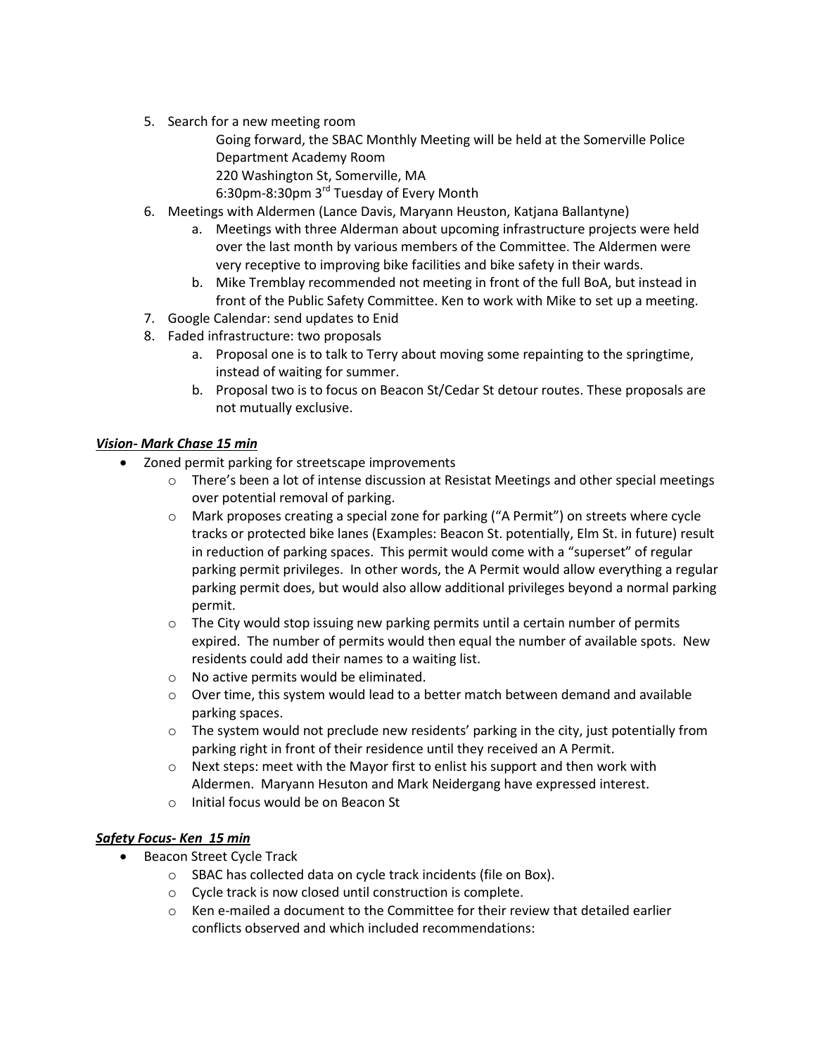5. Search for a new meeting room

   Going forward, the SBAC Monthly Meeting will be held at the Somerville Police Department Academy Room
   
   220 Washington St, Somerville, MA
   
   6:30pm-8:30pm 3rd Tuesday of Every Month
6. Meetings with Aldermen (Lance Davis, Maryann Heuston, Katjana Ballantyne)
   a. Meetings with three Alderman about upcoming infrastructure projects were held over the last month by various members of the Committee. The Aldermen were very receptive to improving bike facilities and bike safety in their wards.
   b. Mike Tremblay recommended not meeting in front of the full BoA, but instead in front of the Public Safety Committee. Ken to work with Mike to set up a meeting.
7. Google Calendar: send updates to Enid
8. Faded infrastructure: two proposals
   a. Proposal one is to talk to Terry about moving some repainting to the springtime, instead of waiting for summer.
   b. Proposal two is to focus on Beacon St/Cedar St detour routes. These proposals are not mutually exclusive.

***Vision- Mark Chase 15 min***

- Zoned permit parking for streetscape improvements
  - There's been a lot of intense discussion at Resistat Meetings and other special meetings over potential removal of parking.
  - Mark proposes creating a special zone for parking ("A Permit") on streets where cycle tracks or protected bike lanes (Examples: Beacon St. potentially, Elm St. in future) result in reduction of parking spaces. This permit would come with a "superset" of regular parking permit privileges. In other words, the A Permit would allow everything a regular parking permit does, but would also allow additional privileges beyond a normal parking permit.
  - The City would stop issuing new parking permits until a certain number of permits expired. The number of permits would then equal the number of available spots. New residents could add their names to a waiting list.
  - No active permits would be eliminated.
  - Over time, this system would lead to a better match between demand and available parking spaces.
  - The system would not preclude new residents' parking in the city, just potentially from parking right in front of their residence until they received an A Permit.
  - Next steps: meet with the Mayor first to enlist his support and then work with Aldermen. Maryann Hesuton and Mark Neidergang have expressed interest.
  - Initial focus would be on Beacon St

***Safety Focus- Ken 15 min***

- Beacon Street Cycle Track
  - SBAC has collected data on cycle track incidents (file on Box).
  - Cycle track is now closed until construction is complete.
  - Ken e-mailed a document to the Committee for their review that detailed earlier conflicts observed and which included recommendations: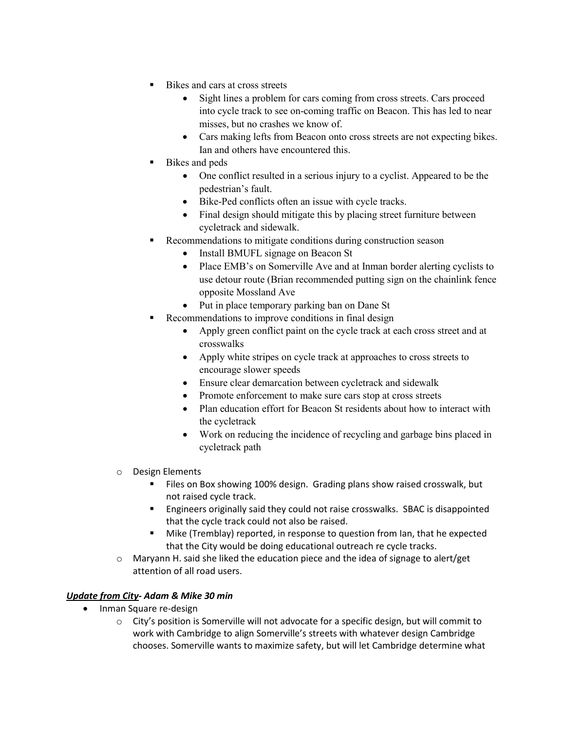- Bikes and cars at cross streets
            - Sight lines a problem for cars coming from cross streets. Cars proceed into cycle track to see on-coming traffic on Beacon. This has led to near misses, but no crashes we know of.
            - Cars making lefts from Beacon onto cross streets are not expecting bikes. Ian and others have encountered this.
        - Bikes and peds
            - One conflict resulted in a serious injury to a cyclist. Appeared to be the pedestrian's fault.
            - Bike-Ped conflicts often an issue with cycle tracks.
            - Final design should mitigate this by placing street furniture between cycletrack and sidewalk.
        - Recommendations to mitigate conditions during construction season
            - Install BMUFL signage on Beacon St
            - Place EMB's on Somerville Ave and at Inman border alerting cyclists to use detour route (Brian recommended putting sign on the chainlink fence opposite Mossland Ave
            - Put in place temporary parking ban on Dane St
        - Recommendations to improve conditions in final design
            - Apply green conflict paint on the cycle track at each cross street and at crosswalks
            - Apply white stripes on cycle track at approaches to cross streets to encourage slower speeds
            - Ensure clear demarcation between cycletrack and sidewalk
            - Promote enforcement to make sure cars stop at cross streets
            - Plan education effort for Beacon St residents about how to interact with the cycletrack
            - Work on reducing the incidence of recycling and garbage bins placed in cycletrack path
    - Design Elements
        - Files on Box showing 100% design. Grading plans show raised crosswalk, but not raised cycle track.
        - Engineers originally said they could not raise crosswalks. SBAC is disappointed that the cycle track could not also be raised.
        - Mike (Tremblay) reported, in response to question from Ian, that he expected that the City would be doing educational outreach re cycle tracks.
    - Maryann H. said she liked the education piece and the idea of signage to alert/get attention of all road users.

***Update from City- Adam & Mike 30 min***

- Inman Square re-design
    - City's position is Somerville will not advocate for a specific design, but will commit to work with Cambridge to align Somerville's streets with whatever design Cambridge chooses. Somerville wants to maximize safety, but will let Cambridge determine what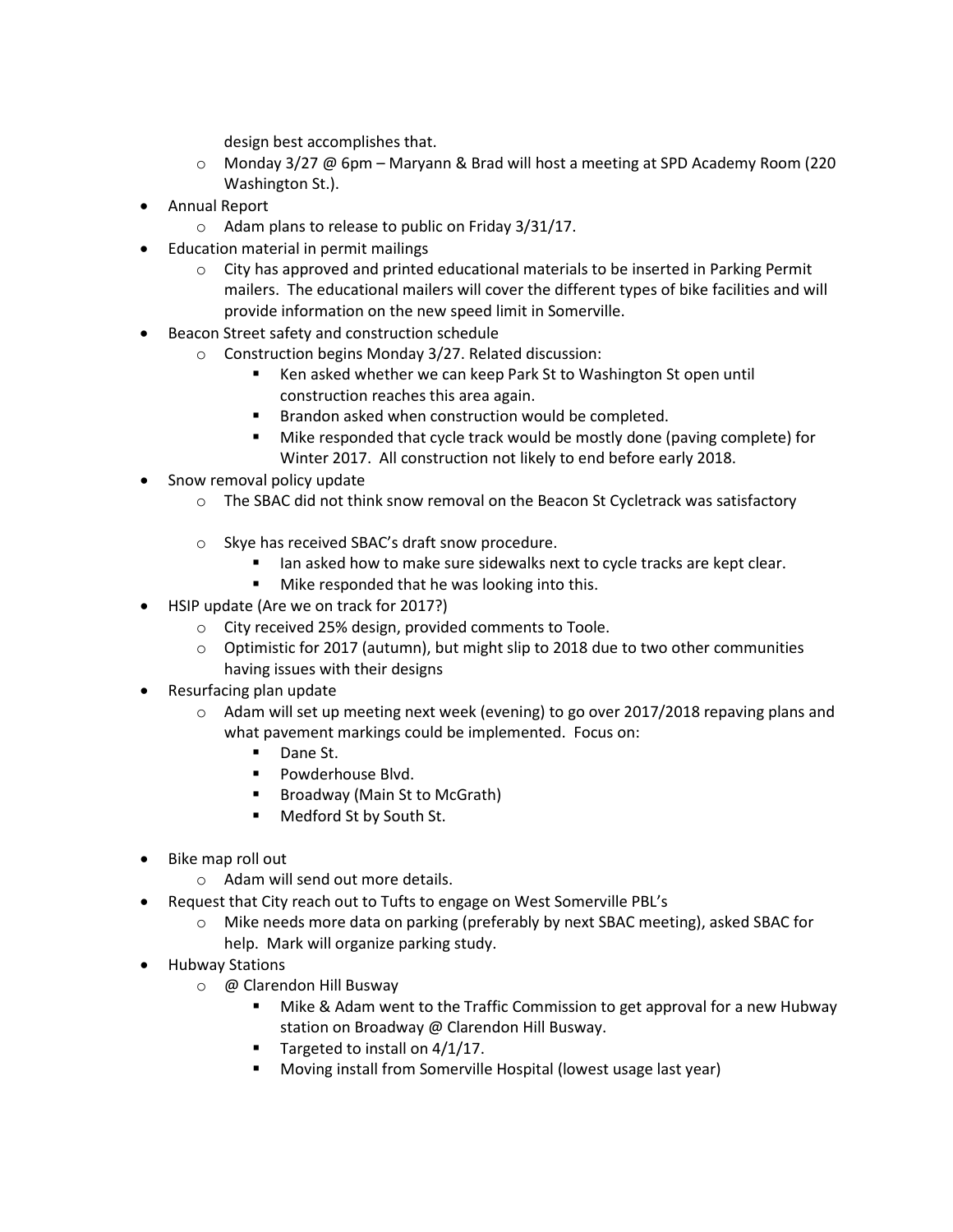design best accomplishes that.
  - Monday 3/27 @ 6pm – Maryann & Brad will host a meeting at SPD Academy Room (220 Washington St.).
- Annual Report
  - Adam plans to release to public on Friday 3/31/17.
- Education material in permit mailings
  - City has approved and printed educational materials to be inserted in Parking Permit mailers. The educational mailers will cover the different types of bike facilities and will provide information on the new speed limit in Somerville.
- Beacon Street safety and construction schedule
  - Construction begins Monday 3/27. Related discussion:
    - Ken asked whether we can keep Park St to Washington St open until construction reaches this area again.
    - Brandon asked when construction would be completed.
    - Mike responded that cycle track would be mostly done (paving complete) for Winter 2017. All construction not likely to end before early 2018.
- Snow removal policy update
  - The SBAC did not think snow removal on the Beacon St Cycletrack was satisfactory
  - Skye has received SBAC's draft snow procedure.
    - Ian asked how to make sure sidewalks next to cycle tracks are kept clear.
    - Mike responded that he was looking into this.
- HSIP update (Are we on track for 2017?)
  - City received 25% design, provided comments to Toole.
  - Optimistic for 2017 (autumn), but might slip to 2018 due to two other communities having issues with their designs
- Resurfacing plan update
  - Adam will set up meeting next week (evening) to go over 2017/2018 repaving plans and what pavement markings could be implemented. Focus on:
    - Dane St.
    - Powderhouse Blvd.
    - Broadway (Main St to McGrath)
    - Medford St by South St.
- Bike map roll out
  - Adam will send out more details.
- Request that City reach out to Tufts to engage on West Somerville PBL's
  - Mike needs more data on parking (preferably by next SBAC meeting), asked SBAC for help. Mark will organize parking study.
- Hubway Stations
  - @ Clarendon Hill Busway
    - Mike & Adam went to the Traffic Commission to get approval for a new Hubway station on Broadway @ Clarendon Hill Busway.
    - Targeted to install on 4/1/17.
    - Moving install from Somerville Hospital (lowest usage last year)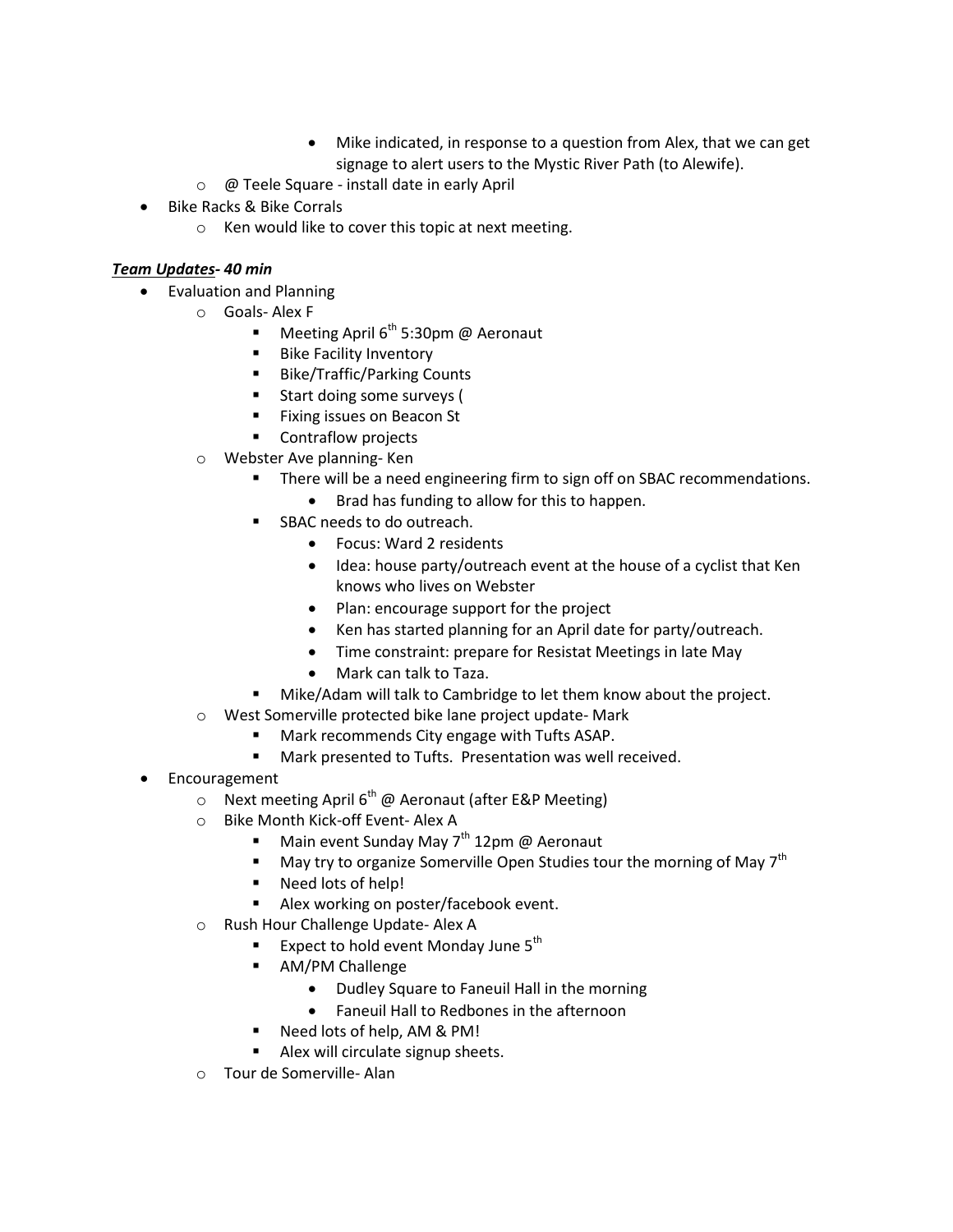- Mike indicated, in response to a question from Alex, that we can get signage to alert users to the Mystic River Path (to Alewife).
    - @ Teele Square - install date in early April
- Bike Racks & Bike Corrals
    - Ken would like to cover this topic at next meeting.

***Team Updates- 40 min***

- Evaluation and Planning
    - Goals- Alex F
        - Meeting April 6th 5:30pm @ Aeronaut
        - Bike Facility Inventory
        - Bike/Traffic/Parking Counts
        - Start doing some surveys (
        - Fixing issues on Beacon St
        - Contraflow projects
    - Webster Ave planning- Ken
        - There will be a need engineering firm to sign off on SBAC recommendations.
            - Brad has funding to allow for this to happen.
        - SBAC needs to do outreach.
            - Focus: Ward 2 residents
            - Idea: house party/outreach event at the house of a cyclist that Ken knows who lives on Webster
            - Plan: encourage support for the project
            - Ken has started planning for an April date for party/outreach.
            - Time constraint: prepare for Resistat Meetings in late May
            - Mark can talk to Taza.
        - Mike/Adam will talk to Cambridge to let them know about the project.
    - West Somerville protected bike lane project update- Mark
        - Mark recommends City engage with Tufts ASAP.
        - Mark presented to Tufts. Presentation was well received.
- Encouragement
    - Next meeting April 6th @ Aeronaut (after E&P Meeting)
    - Bike Month Kick-off Event- Alex A
        - Main event Sunday May 7th 12pm @ Aeronaut
        - May try to organize Somerville Open Studies tour the morning of May 7th
        - Need lots of help!
        - Alex working on poster/facebook event.
    - Rush Hour Challenge Update- Alex A
        - Expect to hold event Monday June 5th
        - AM/PM Challenge
            - Dudley Square to Faneuil Hall in the morning
            - Faneuil Hall to Redbones in the afternoon
        - Need lots of help, AM & PM!
        - Alex will circulate signup sheets.
    - Tour de Somerville- Alan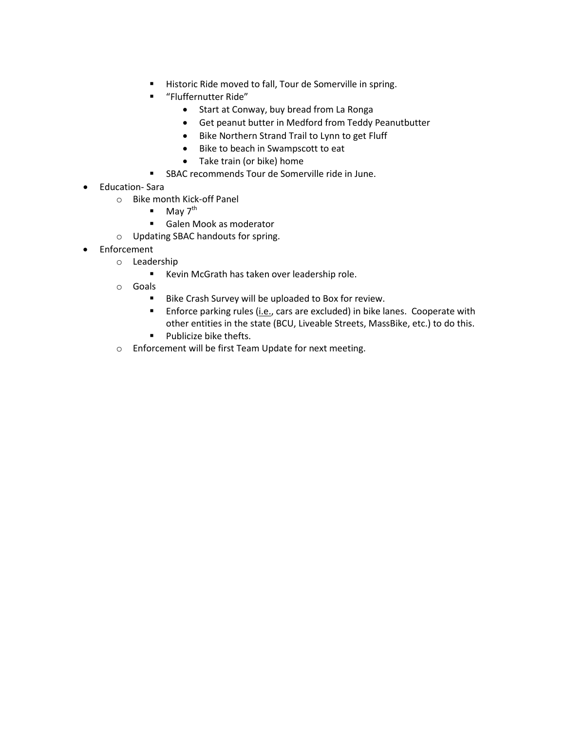- Historic Ride moved to fall, Tour de Somerville in spring.
        - "Fluffernutter Ride"
            - Start at Conway, buy bread from La Ronga
            - Get peanut butter in Medford from Teddy Peanutbutter
            - Bike Northern Strand Trail to Lynn to get Fluff
            - Bike to beach in Swampscott to eat
            - Take train (or bike) home
        - SBAC recommends Tour de Somerville ride in June.
- Education- Sara
    - Bike month Kick-off Panel
        - May 7th
        - Galen Mook as moderator
    - Updating SBAC handouts for spring.
- Enforcement
    - Leadership
        - Kevin McGrath has taken over leadership role.
    - Goals
        - Bike Crash Survey will be uploaded to Box for review.
        - Enforce parking rules (i.e., cars are excluded) in bike lanes. Cooperate with other entities in the state (BCU, Liveable Streets, MassBike, etc.) to do this.
        - Publicize bike thefts.
    - Enforcement will be first Team Update for next meeting.